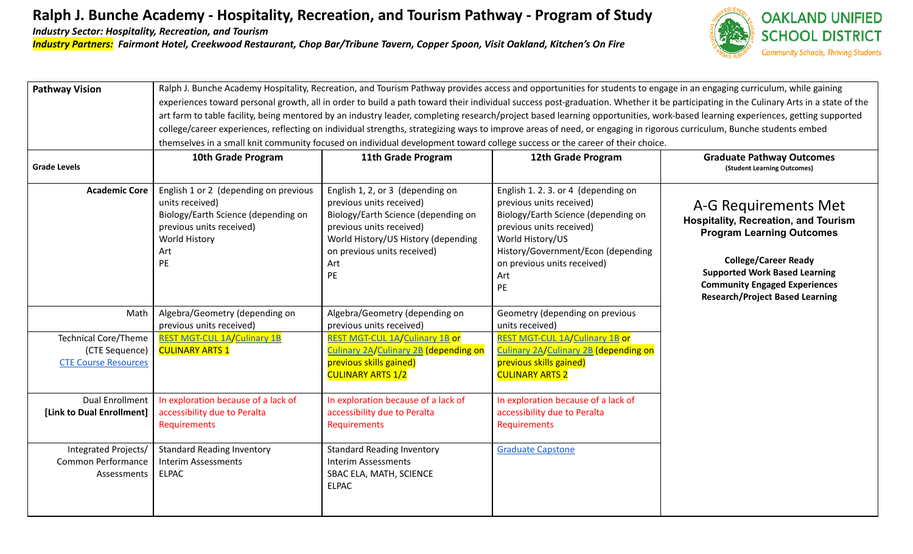# Ralph J. Bunche Academy - Hospitality, Recreation, and Tourism Pathway - Program of Study

*Industry Sector: Hospitality, Recreation, and Tourism*

***Industry Partners:* *Fairmont Hotel, Creekwood Restaurant, Chop Bar/Tribune Tavern, Copper Spoon, Visit Oakland, Kitchen's On Fire***

| **Pathway Vision** | Ralph J. Bunche Academy Hospitality, Recreation, and Tourism Pathway provides access and opportunities for students to engage in an engaging curriculum, while gaining experiences toward personal growth, all in order to build a path toward their individual success post-graduation. Whether it be participating in the Culinary Arts in a state of the art farm to table facility, being mentored by an industry leader, completing research/project based learning opportunities, work-based learning experiences, getting supported college/career experiences, reflecting on individual strengths, strategizing ways to improve areas of need, or engaging in rigorous curriculum, Bunche students embed themselves in a small knit community focused on individual development toward college success or the career of their choice. | | | |
|---|---|---|---|---|
| **Grade Levels** | **10th Grade Program** | **11th Grade Program** | **12th Grade Program** | **Graduate Pathway Outcomes** (Student Learning Outcomes) |
| **Academic Core** | English 1 or 2 (depending on previous units received)<br>Biology/Earth Science (depending on previous units received)<br>World History<br>Art<br>PE | English 1, 2, or 3 (depending on previous units received)<br>Biology/Earth Science (depending on previous units received)<br>World History/US History (depending on previous units received)<br>Art<br>PE | English 1. 2. 3. or 4 (depending on previous units received)<br>Biology/Earth Science (depending on previous units received)<br>World History/US History/Government/Econ (depending on previous units received)<br>Art<br>PE | A-G Requirements Met<br>**Hospitality, Recreation, and Tourism Program Learning Outcomes**<br><br>**College/Career Ready**<br>**Supported Work Based Learning**<br>**Community Engaged Experiences**<br>**Research/Project Based Learning** |
| Math | Algebra/Geometry (depending on previous units received) | Algebra/Geometry (depending on previous units received) | Geometry (depending on previous units received) | |
| Technical Core/Theme (CTE Sequence) CTE Course Resources | REST MGT-CUL 1A/Culinary 1B<br>CULINARY ARTS 1 | REST MGT-CUL 1A/Culinary 1B or Culinary 2A/Culinary 2B (depending on previous skills gained)<br>CULINARY ARTS 1/2 | REST MGT-CUL 1A/Culinary 1B or Culinary 2A/Culinary 2B (depending on previous skills gained)<br>CULINARY ARTS 2 | |
| Dual Enrollment **[Link to Dual Enrollment]** | In exploration because of a lack of accessibility due to Peralta Requirements | In exploration because of a lack of accessibility due to Peralta Requirements | In exploration because of a lack of accessibility due to Peralta Requirements | |
| Integrated Projects/ Common Performance Assessments | Standard Reading Inventory<br>Interim Assessments<br>ELPAC | Standard Reading Inventory<br>Interim Assessments<br>SBAC ELA, MATH, SCIENCE<br>ELPAC | Graduate Capstone | |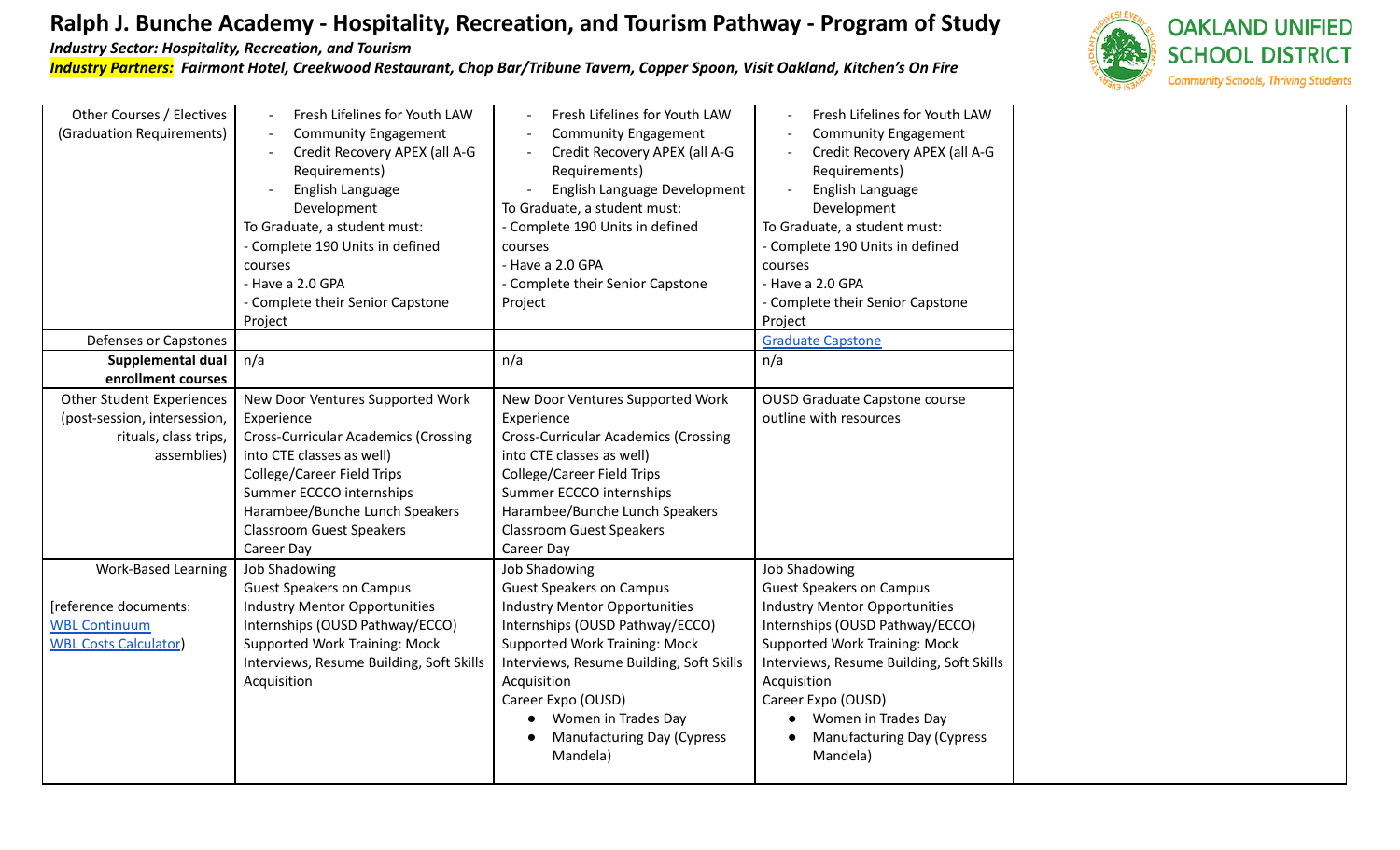# Ralph J. Bunche Academy - Hospitality, Recreation, and Tourism Pathway - Program of Study

***Industry Sector: Hospitality, Recreation, and Tourism***

***Industry Partners: Fairmont Hotel, Creekwood Restaurant, Chop Bar/Tribune Tavern, Copper Spoon, Visit Oakland, Kitchen's On Fire***

| | | | | |
|---|---|---|---|---|
| Other Courses / Electives (Graduation Requirements) | - Fresh Lifelines for Youth LAW<br>- Community Engagement<br>- Credit Recovery APEX (all A-G Requirements)<br>- English Language Development<br>To Graduate, a student must:<br>- Complete 190 Units in defined courses<br>- Have a 2.0 GPA<br>- Complete their Senior Capstone Project | - Fresh Lifelines for Youth LAW<br>- Community Engagement<br>- Credit Recovery APEX (all A-G Requirements)<br>- English Language Development<br>To Graduate, a student must:<br>- Complete 190 Units in defined courses<br>- Have a 2.0 GPA<br>- Complete their Senior Capstone Project | - Fresh Lifelines for Youth LAW<br>- Community Engagement<br>- Credit Recovery APEX (all A-G Requirements)<br>- English Language Development<br>To Graduate, a student must:<br>- Complete 190 Units in defined courses<br>- Have a 2.0 GPA<br>- Complete their Senior Capstone Project | |
| Defenses or Capstones | | | Graduate Capstone | |
| **Supplemental dual enrollment courses** | n/a | n/a | n/a | |
| Other Student Experiences (post-session, intersession, rituals, class trips, assemblies) | New Door Ventures Supported Work Experience<br>Cross-Curricular Academics (Crossing into CTE classes as well)<br>College/Career Field Trips<br>Summer ECCCO internships<br>Harambee/Bunche Lunch Speakers<br>Classroom Guest Speakers<br>Career Day | New Door Ventures Supported Work Experience<br>Cross-Curricular Academics (Crossing into CTE classes as well)<br>College/Career Field Trips<br>Summer ECCCO internships<br>Harambee/Bunche Lunch Speakers<br>Classroom Guest Speakers<br>Career Day | OUSD Graduate Capstone course outline with resources | |
| Work-Based Learning<br><br>[reference documents: WBL Continuum WBL Costs Calculator) | Job Shadowing<br>Guest Speakers on Campus<br>Industry Mentor Opportunities<br>Internships (OUSD Pathway/ECCO)<br>Supported Work Training: Mock Interviews, Resume Building, Soft Skills Acquisition | Job Shadowing<br>Guest Speakers on Campus<br>Industry Mentor Opportunities<br>Internships (OUSD Pathway/ECCO)<br>Supported Work Training: Mock Interviews, Resume Building, Soft Skills Acquisition<br>Career Expo (OUSD)<br>• Women in Trades Day<br>• Manufacturing Day (Cypress Mandela) | Job Shadowing<br>Guest Speakers on Campus<br>Industry Mentor Opportunities<br>Internships (OUSD Pathway/ECCO)<br>Supported Work Training: Mock Interviews, Resume Building, Soft Skills Acquisition<br>Career Expo (OUSD)<br>• Women in Trades Day<br>• Manufacturing Day (Cypress Mandela) | |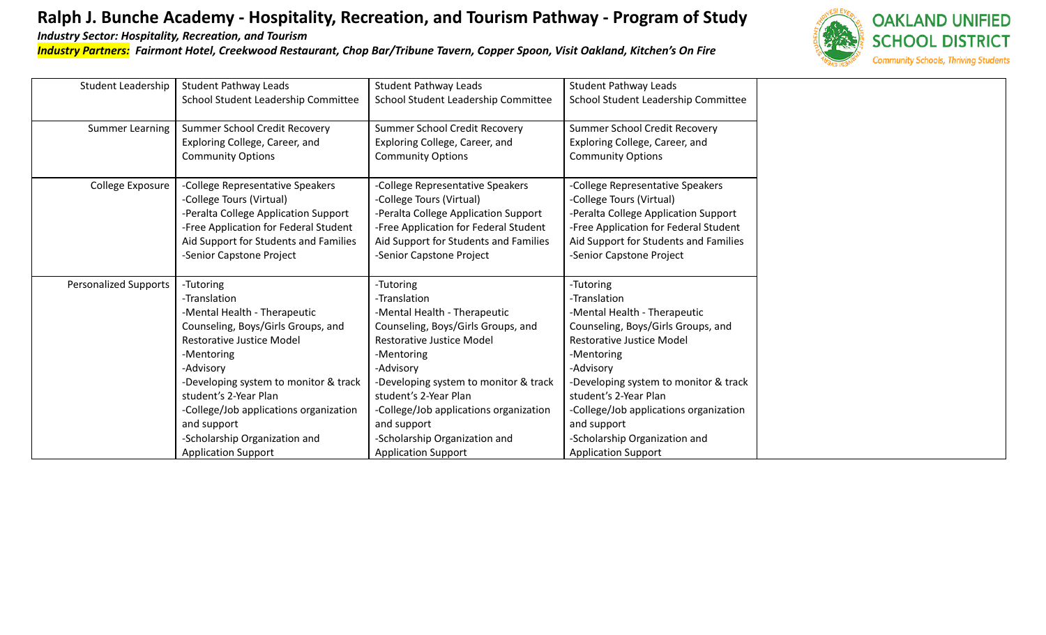# Ralph J. Bunche Academy - Hospitality, Recreation, and Tourism Pathway - Program of Study

***Industry Sector: Hospitality, Recreation, and Tourism***

***Industry Partners:** Fairmont Hotel, Creekwood Restaurant, Chop Bar/Tribune Tavern, Copper Spoon, Visit Oakland, Kitchen's On Fire*

OAKLAND UNIFIED SCHOOL DISTRICT
Community Schools, Thriving Students

| | | | | |
|---|---|---|---|---|
| Student Leadership | Student Pathway Leads<br>School Student Leadership Committee | Student Pathway Leads<br>School Student Leadership Committee | Student Pathway Leads<br>School Student Leadership Committee | |
| Summer Learning | Summer School Credit Recovery<br>Exploring College, Career, and Community Options | Summer School Credit Recovery<br>Exploring College, Career, and Community Options | Summer School Credit Recovery<br>Exploring College, Career, and Community Options | |
| College Exposure | -College Representative Speakers<br>-College Tours (Virtual)<br>-Peralta College Application Support<br>-Free Application for Federal Student Aid Support for Students and Families<br>-Senior Capstone Project | -College Representative Speakers<br>-College Tours (Virtual)<br>-Peralta College Application Support<br>-Free Application for Federal Student Aid Support for Students and Families<br>-Senior Capstone Project | -College Representative Speakers<br>-College Tours (Virtual)<br>-Peralta College Application Support<br>-Free Application for Federal Student Aid Support for Students and Families<br>-Senior Capstone Project | |
| Personalized Supports | -Tutoring<br>-Translation<br>-Mental Health - Therapeutic Counseling, Boys/Girls Groups, and Restorative Justice Model<br>-Mentoring<br>-Advisory<br>-Developing system to monitor & track student's 2-Year Plan<br>-College/Job applications organization and support<br>-Scholarship Organization and Application Support | -Tutoring<br>-Translation<br>-Mental Health - Therapeutic Counseling, Boys/Girls Groups, and Restorative Justice Model<br>-Mentoring<br>-Advisory<br>-Developing system to monitor & track student's 2-Year Plan<br>-College/Job applications organization and support<br>-Scholarship Organization and Application Support | -Tutoring<br>-Translation<br>-Mental Health - Therapeutic Counseling, Boys/Girls Groups, and Restorative Justice Model<br>-Mentoring<br>-Advisory<br>-Developing system to monitor & track student's 2-Year Plan<br>-College/Job applications organization and support<br>-Scholarship Organization and Application Support | |